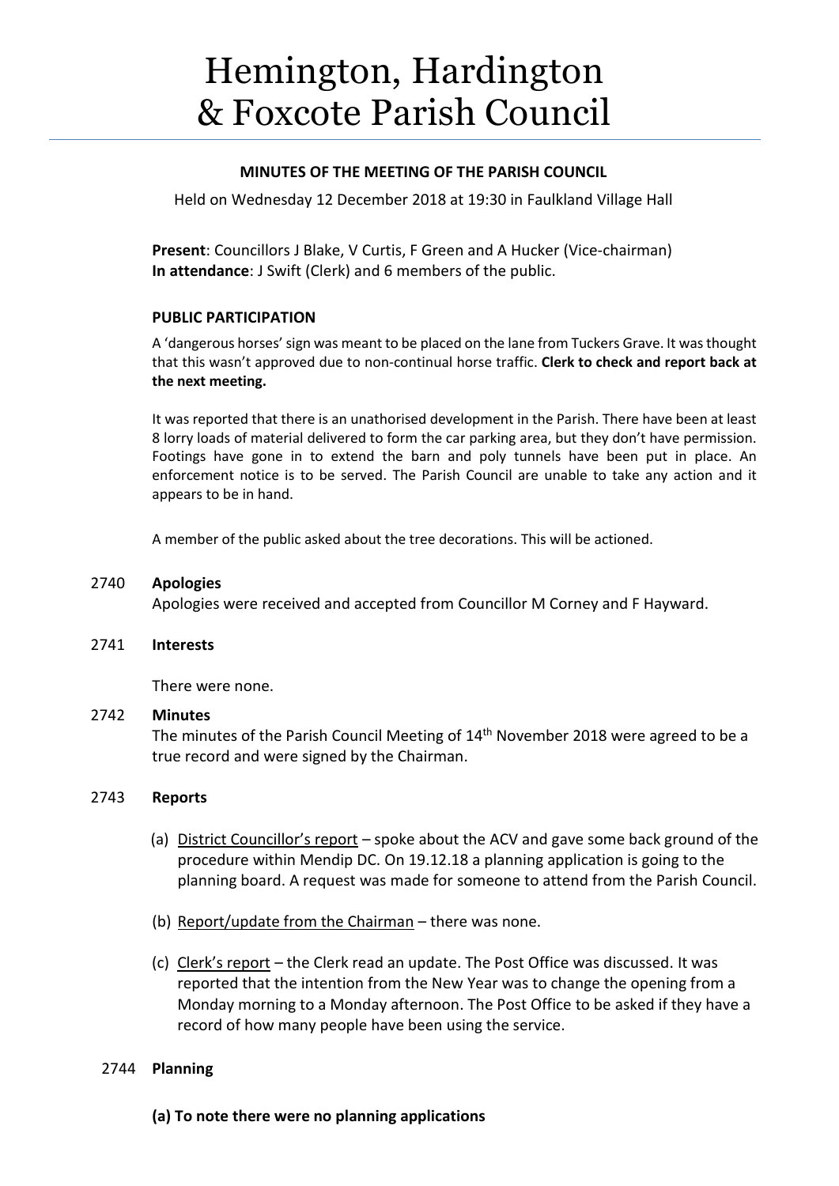# Hemington, Hardington & Foxcote Parish Council

## MINUTES OF THE MEETING OF THE PARISH COUNCIL

Held on Wednesday 12 December 2018 at 19:30 in Faulkland Village Hall

**Present**: Councillors J Blake, V Curtis, F Green and A Hucker (Vice-chairman)
**In attendance**: J Swift (Clerk) and 6 members of the public.

### PUBLIC PARTICIPATION

A 'dangerous horses' sign was meant to be placed on the lane from Tuckers Grave. It was thought that this wasn't approved due to non-continual horse traffic. **Clerk to check and report back at the next meeting.**

It was reported that there is an unathorised development in the Parish. There have been at least 8 lorry loads of material delivered to form the car parking area, but they don't have permission. Footings have gone in to extend the barn and poly tunnels have been put in place. An enforcement notice is to be served. The Parish Council are unable to take any action and it appears to be in hand.

A member of the public asked about the tree decorations. This will be actioned.

2740 **Apologies**

Apologies were received and accepted from Councillor M Corney and F Hayward.

2741 **Interests**

There were none.

2742 **Minutes**

The minutes of the Parish Council Meeting of 14th November 2018 were agreed to be a true record and were signed by the Chairman.

2743 **Reports**

(a) District Councillor's report – spoke about the ACV and gave some back ground of the procedure within Mendip DC. On 19.12.18 a planning application is going to the planning board. A request was made for someone to attend from the Parish Council.

(b) Report/update from the Chairman – there was none.

(c) Clerk's report – the Clerk read an update. The Post Office was discussed. It was reported that the intention from the New Year was to change the opening from a Monday morning to a Monday afternoon. The Post Office to be asked if they have a record of how many people have been using the service.

2744 **Planning**

**(a) To note there were no planning applications**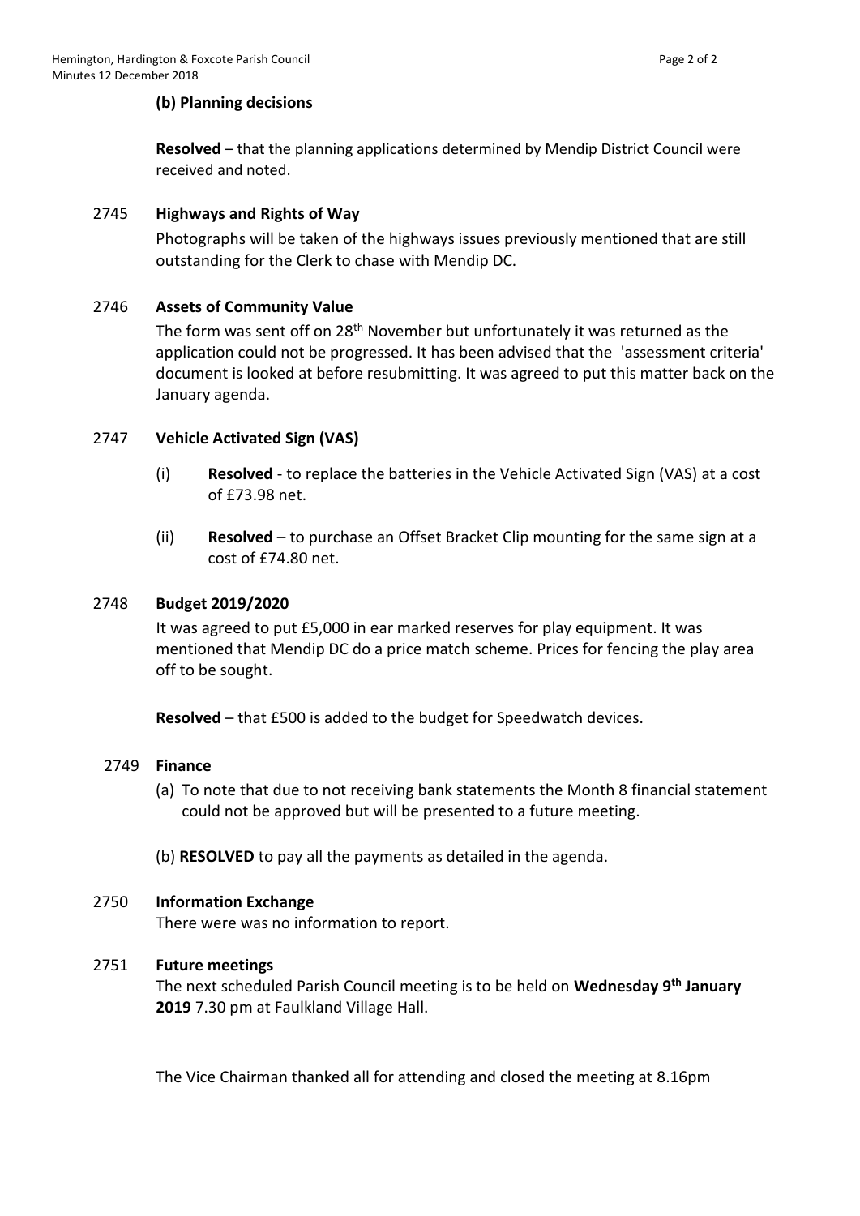**(b) Planning decisions**

**Resolved** – that the planning applications determined by Mendip District Council were received and noted.

2745 **Highways and Rights of Way**

Photographs will be taken of the highways issues previously mentioned that are still outstanding for the Clerk to chase with Mendip DC.

2746 **Assets of Community Value**

The form was sent off on 28th November but unfortunately it was returned as the application could not be progressed. It has been advised that the 'assessment criteria' document is looked at before resubmitting. It was agreed to put this matter back on the January agenda.

2747 **Vehicle Activated Sign (VAS)**

(i) **Resolved** - to replace the batteries in the Vehicle Activated Sign (VAS) at a cost of £73.98 net.

(ii) **Resolved** – to purchase an Offset Bracket Clip mounting for the same sign at a cost of £74.80 net.

2748 **Budget 2019/2020**

It was agreed to put £5,000 in ear marked reserves for play equipment. It was mentioned that Mendip DC do a price match scheme. Prices for fencing the play area off to be sought.

**Resolved** – that £500 is added to the budget for Speedwatch devices.

2749 **Finance**

(a) To note that due to not receiving bank statements the Month 8 financial statement could not be approved but will be presented to a future meeting.

(b) **RESOLVED** to pay all the payments as detailed in the agenda.

2750 **Information Exchange**

There were was no information to report.

2751 **Future meetings**

The next scheduled Parish Council meeting is to be held on **Wednesday 9th January 2019** 7.30 pm at Faulkland Village Hall.

The Vice Chairman thanked all for attending and closed the meeting at 8.16pm